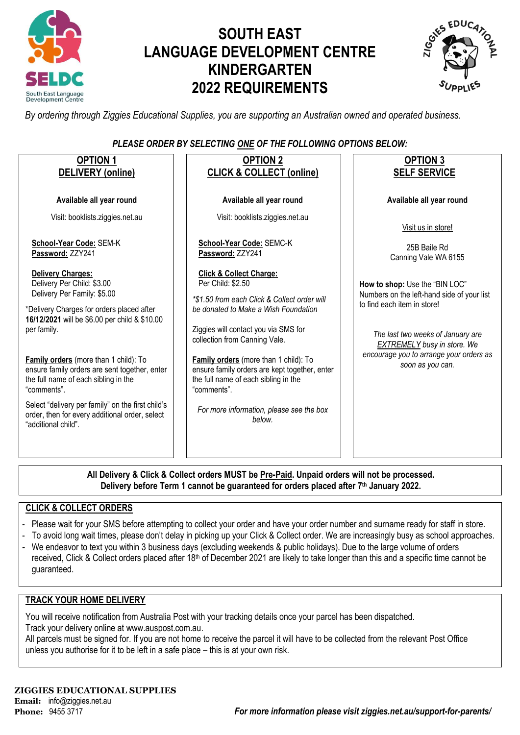# SOUTH EAST LANGUAGE DEVELOPMENT CENTRE KINDERGARTEN 2022 REQUIREMENTS

*By ordering through Ziggies Educational Supplies, you are supporting an Australian owned and operated business.*

***PLEASE ORDER BY SELECTING ONE OF THE FOLLOWING OPTIONS BELOW:***

## OPTION 1 DELIVERY (online)

**Available all year round**

Visit: booklists.ziggies.net.au

**School-Year Code:** SEM-K
**Password:** ZZY241

**Delivery Charges:**
Delivery Per Child: $3.00
Delivery Per Family: $5.00

*Delivery Charges for orders placed after **16/12/2021** will be $6.00 per child & $10.00 per family.

**Family orders** (more than 1 child): To ensure family orders are sent together, enter the full name of each sibling in the "comments".

Select "delivery per family" on the first child's order, then for every additional order, select "additional child".

## OPTION 2 CLICK & COLLECT (online)

**Available all year round**

Visit: booklists.ziggies.net.au

**School-Year Code:** SEMC-K
**Password:** ZZY241

**Click & Collect Charge:**
Per Child: $2.50

*\*$1.50 from each Click & Collect order will be donated to Make a Wish Foundation*

Ziggies will contact you via SMS for collection from Canning Vale.

**Family orders** (more than 1 child): To ensure family orders are kept together, enter the full name of each sibling in the "comments".

*For more information, please see the box below.*

## OPTION 3 SELF SERVICE

**Available all year round**

Visit us in store!

25B Baile Rd
Canning Vale WA 6155

**How to shop:** Use the "BIN LOC" Numbers on the left-hand side of your list to find each item in store!

*The last two weeks of January are EXTREMELY busy in store. We encourage you to arrange your orders as soon as you can.*

---

**All Delivery & Click & Collect orders MUST be Pre-Paid. Unpaid orders will not be processed.**
**Delivery before Term 1 cannot be guaranteed for orders placed after 7th January 2022.**

## CLICK & COLLECT ORDERS

- Please wait for your SMS before attempting to collect your order and have your order number and surname ready for staff in store.
- To avoid long wait times, please don't delay in picking up your Click & Collect order. We are increasingly busy as school approaches.
- We endeavor to text you within 3 business days (excluding weekends & public holidays). Due to the large volume of orders received, Click & Collect orders placed after 18th of December 2021 are likely to take longer than this and a specific time cannot be guaranteed.

## TRACK YOUR HOME DELIVERY

You will receive notification from Australia Post with your tracking details once your parcel has been dispatched.
Track your delivery online at www.auspost.com.au.
All parcels must be signed for. If you are not home to receive the parcel it will have to be collected from the relevant Post Office unless you authorise for it to be left in a safe place – this is at your own risk.

**ZIGGIES EDUCATIONAL SUPPLIES**
**Email:** info@ziggies.net.au
**Phone:** 9455 3717

***For more information please visit ziggies.net.au/support-for-parents/***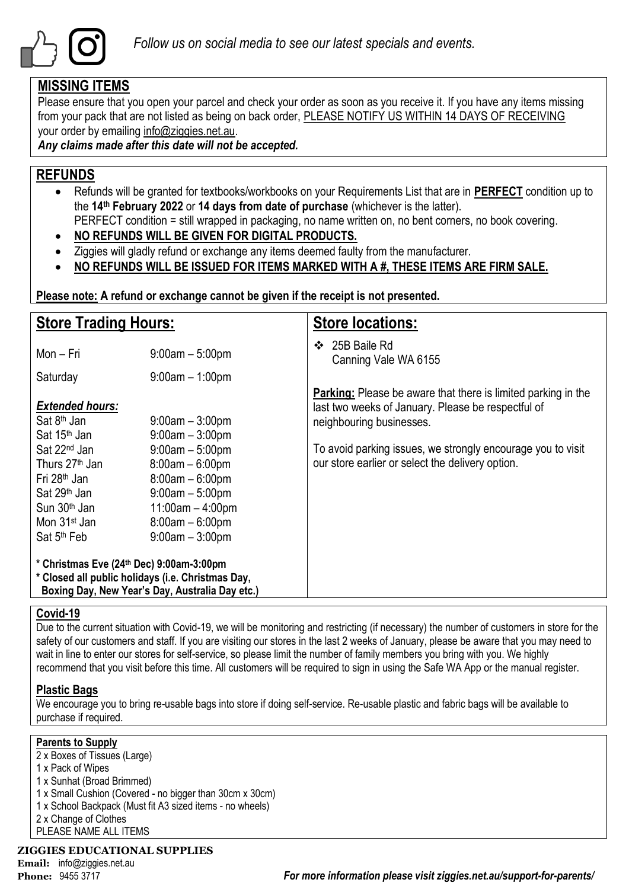*Follow us on social media to see our latest specials and events.*

## MISSING ITEMS

Please ensure that you open your parcel and check your order as soon as you receive it. If you have any items missing from your pack that are not listed as being on back order, PLEASE NOTIFY US WITHIN 14 DAYS OF RECEIVING your order by emailing info@ziggies.net.au.

***Any claims made after this date will not be accepted.***

## REFUNDS

- Refunds will be granted for textbooks/workbooks on your Requirements List that are in **PERFECT** condition up to the **14th February 2022** or **14 days from date of purchase** (whichever is the latter).
  PERFECT condition = still wrapped in packaging, no name written on, no bent corners, no book covering.
- **NO REFUNDS WILL BE GIVEN FOR DIGITAL PRODUCTS.**
- Ziggies will gladly refund or exchange any items deemed faulty from the manufacturer.
- **NO REFUNDS WILL BE ISSUED FOR ITEMS MARKED WITH A #, THESE ITEMS ARE FIRM SALE.**

**Please note: A refund or exchange cannot be given if the receipt is not presented.**

## Store Trading Hours:

| | |
|---|---|
| Mon – Fri | 9:00am – 5:00pm |
| Saturday | 9:00am – 1:00pm |

***Extended hours:***

| | |
|---|---|
| Sat 8th Jan | 9:00am – 3:00pm |
| Sat 15th Jan | 9:00am – 3:00pm |
| Sat 22nd Jan | 9:00am – 5:00pm |
| Thurs 27th Jan | 8:00am – 6:00pm |
| Fri 28th Jan | 8:00am – 6:00pm |
| Sat 29th Jan | 9:00am – 5:00pm |
| Sun 30th Jan | 11:00am – 4:00pm |
| Mon 31st Jan | 8:00am – 6:00pm |
| Sat 5th Feb | 9:00am – 3:00pm |

**\* Christmas Eve (24th Dec) 9:00am-3:00pm**
**\* Closed all public holidays (i.e. Christmas Day, Boxing Day, New Year's Day, Australia Day etc.)**

## Store locations:

- 25B Baile Rd
  Canning Vale WA 6155

**Parking:** Please be aware that there is limited parking in the last two weeks of January. Please be respectful of neighbouring businesses.

To avoid parking issues, we strongly encourage you to visit our store earlier or select the delivery option.

### Covid-19

Due to the current situation with Covid-19, we will be monitoring and restricting (if necessary) the number of customers in store for the safety of our customers and staff. If you are visiting our stores in the last 2 weeks of January, please be aware that you may need to wait in line to enter our stores for self-service, so please limit the number of family members you bring with you. We highly recommend that you visit before this time. All customers will be required to sign in using the Safe WA App or the manual register.

### Plastic Bags

We encourage you to bring re-usable bags into store if doing self-service. Re-usable plastic and fabric bags will be available to purchase if required.

**Parents to Supply**

2 x Boxes of Tissues (Large)
1 x Pack of Wipes
1 x Sunhat (Broad Brimmed)
1 x Small Cushion (Covered - no bigger than 30cm x 30cm)
1 x School Backpack (Must fit A3 sized items - no wheels)
2 x Change of Clothes
PLEASE NAME ALL ITEMS

**ZIGGIES EDUCATIONAL SUPPLIES**
**Email:** info@ziggies.net.au
**Phone:** 9455 3717

***For more information please visit ziggies.net.au/support-for-parents/***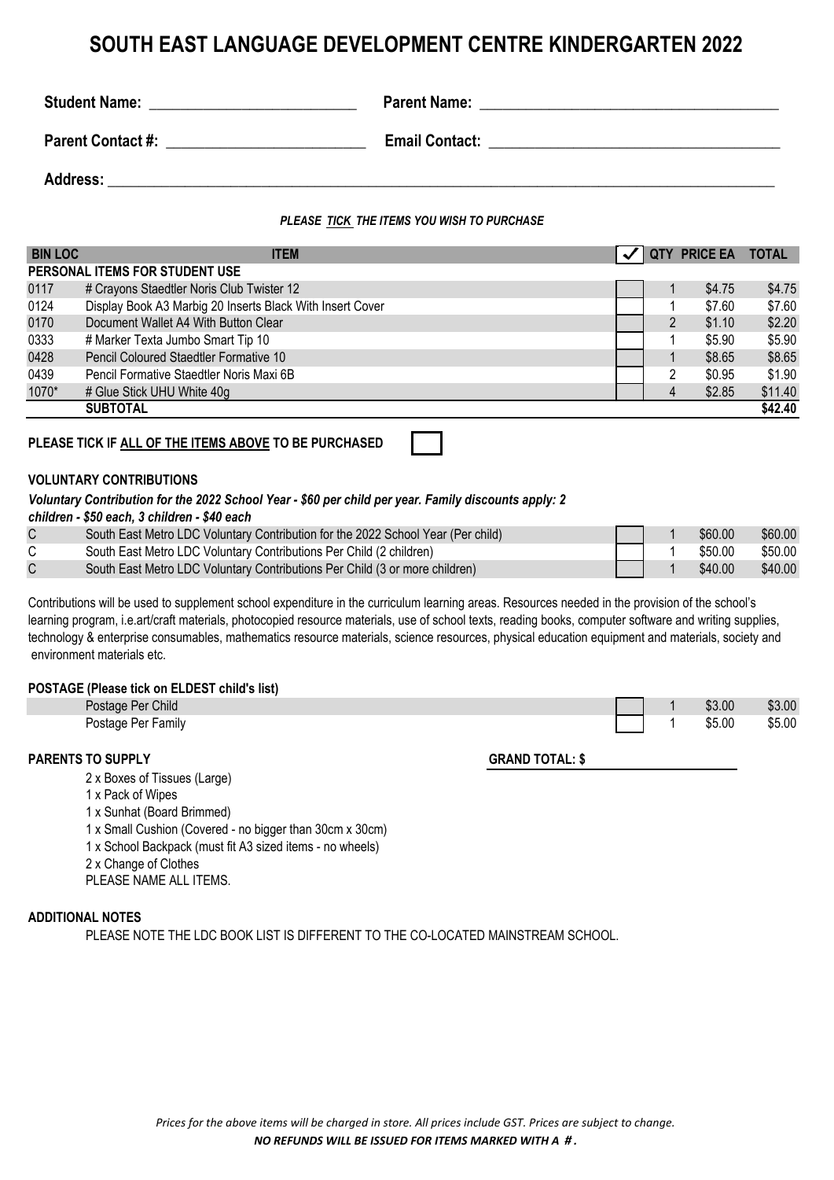# SOUTH EAST LANGUAGE DEVELOPMENT CENTRE KINDERGARTEN 2022

**Student Name:** ___________________________ **Parent Name:** ______________________________________

**Parent Contact #:** __________________________ **Email Contact:** ____________________________________

**Address:** ___________________________________________________________________________________

***PLEASE TICK THE ITEMS YOU WISH TO PURCHASE***

| BIN LOC | ITEM | ✓ | QTY | PRICE EA | TOTAL |
|---|---|---|---|---|---|
| **PERSONAL ITEMS FOR STUDENT USE** | | | | | |
| 0117 | # Crayons Staedtler Noris Club Twister 12 | | 1 | $4.75 | $4.75 |
| 0124 | Display Book A3 Marbig 20 Inserts Black With Insert Cover | | 1 | $7.60 | $7.60 |
| 0170 | Document Wallet A4 With Button Clear | | 2 | $1.10 | $2.20 |
| 0333 | # Marker Texta Jumbo Smart Tip 10 | | 1 | $5.90 | $5.90 |
| 0428 | Pencil Coloured Staedtler Formative 10 | | 1 | $8.65 | $8.65 |
| 0439 | Pencil Formative Staedtler Noris Maxi 6B | | 2 | $0.95 | $1.90 |
| 1070* | # Glue Stick UHU White 40g | | 4 | $2.85 | $11.40 |
| | **SUBTOTAL** | | | | **$42.40** |

**PLEASE TICK IF ALL OF THE ITEMS ABOVE TO BE PURCHASED** ☐

**VOLUNTARY CONTRIBUTIONS**

***Voluntary Contribution for the 2022 School Year - $60 per child per year. Family discounts apply: 2 children - $50 each, 3 children - $40 each***

| | | | QTY | PRICE EA | TOTAL |
|---|---|---|---|---|---|
| C | South East Metro LDC Voluntary Contribution for the 2022 School Year (Per child) | | 1 | $60.00 | $60.00 |
| C | South East Metro LDC Voluntary Contributions Per Child (2 children) | | 1 | $50.00 | $50.00 |
| C | South East Metro LDC Voluntary Contributions Per Child (3 or more children) | | 1 | $40.00 | $40.00 |

Contributions will be used to supplement school expenditure in the curriculum learning areas. Resources needed in the provision of the school's learning program, i.e.art/craft materials, photocopied resource materials, use of school texts, reading books, computer software and writing supplies, technology & enterprise consumables, mathematics resource materials, science resources, physical education equipment and materials, society and environment materials etc.

**POSTAGE (Please tick on ELDEST child's list)**

| | | QTY | PRICE EA | TOTAL |
|---|---|---|---|---|
| Postage Per Child | | 1 | $3.00 | $3.00 |
| Postage Per Family | | 1 | $5.00 | $5.00 |

**PARENTS TO SUPPLY**

**GRAND TOTAL: $** ____________

- 2 x Boxes of Tissues (Large)
- 1 x Pack of Wipes
- 1 x Sunhat (Board Brimmed)
- 1 x Small Cushion (Covered - no bigger than 30cm x 30cm)
- 1 x School Backpack (must fit A3 sized items - no wheels)
- 2 x Change of Clothes

PLEASE NAME ALL ITEMS.

**ADDITIONAL NOTES**

PLEASE NOTE THE LDC BOOK LIST IS DIFFERENT TO THE CO-LOCATED MAINSTREAM SCHOOL.

*Prices for the above items will be charged in store. All prices include GST. Prices are subject to change.*

***NO REFUNDS WILL BE ISSUED FOR ITEMS MARKED WITH A #.***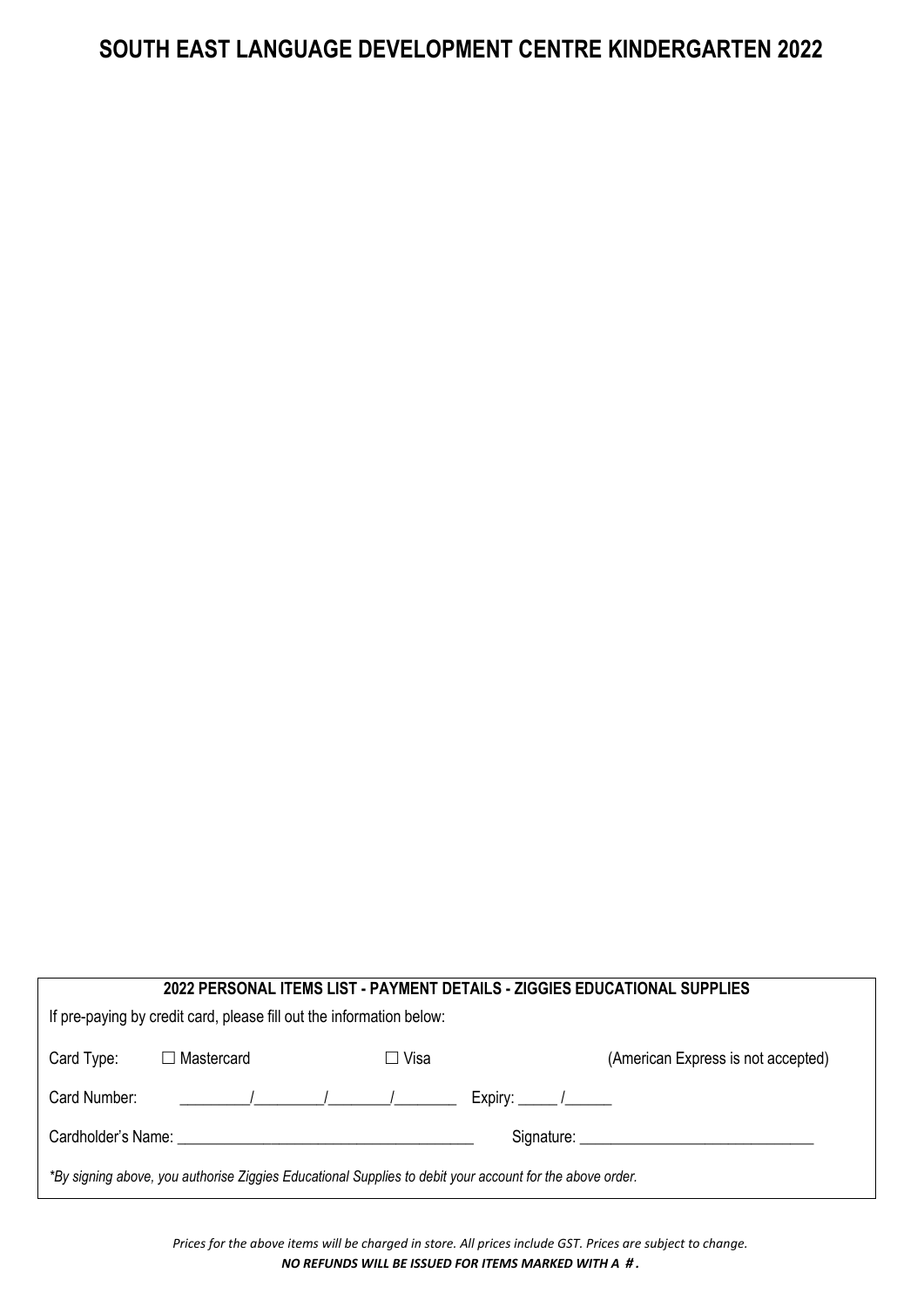# SOUTH EAST LANGUAGE DEVELOPMENT CENTRE KINDERGARTEN 2022

**2022 PERSONAL ITEMS LIST - PAYMENT DETAILS - ZIGGIES EDUCATIONAL SUPPLIES**

If pre-paying by credit card, please fill out the information below:

Card Type: ☐ Mastercard ☐ Visa (American Express is not accepted)

Card Number: _________/_________/________/________ Expiry: _____ /______

Cardholder's Name: ______________________________________ Signature: ______________________________

*\*By signing above, you authorise Ziggies Educational Supplies to debit your account for the above order.*

*Prices for the above items will be charged in store. All prices include GST. Prices are subject to change.*

***NO REFUNDS WILL BE ISSUED FOR ITEMS MARKED WITH A #.***